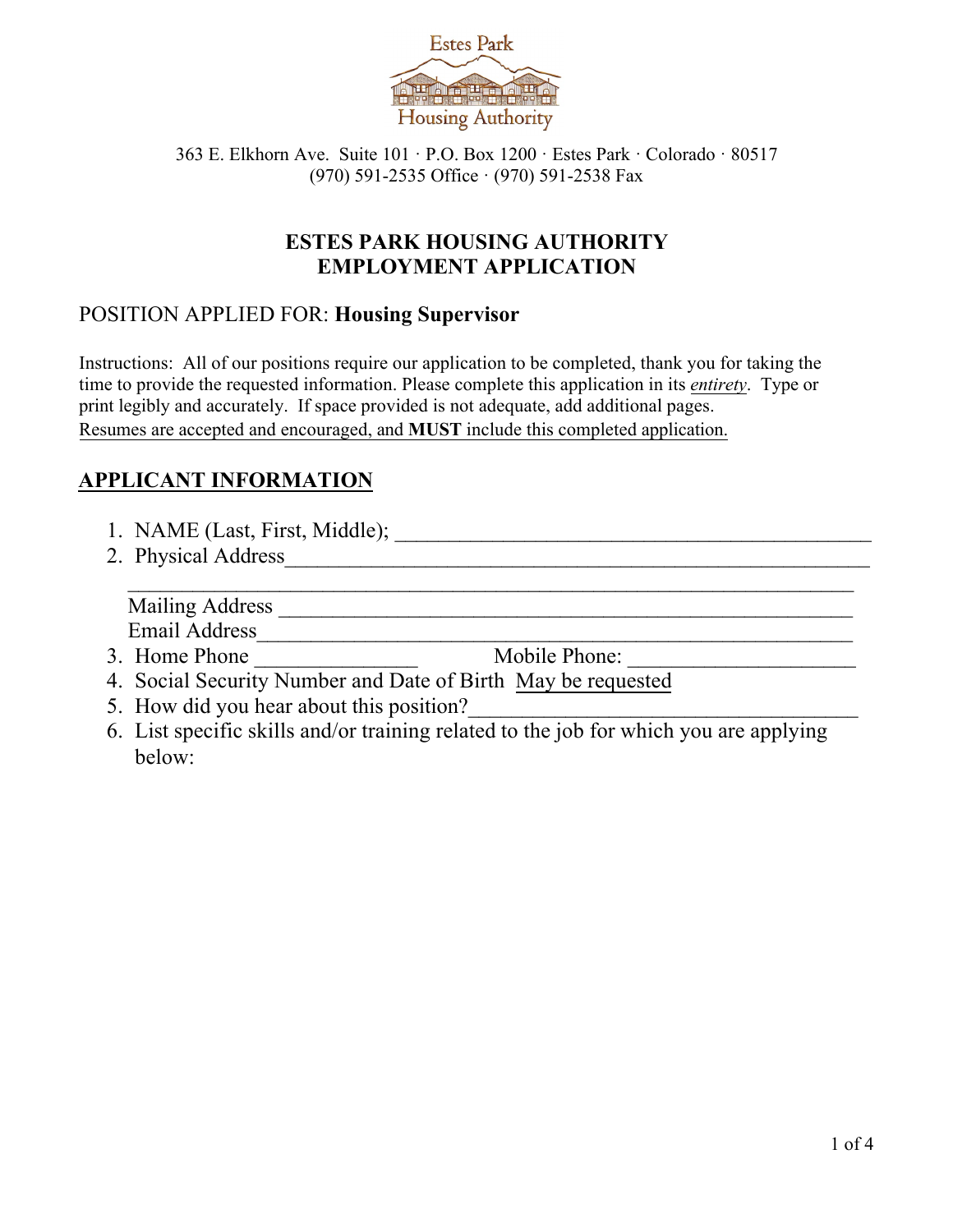Estes Park Housing Authority

363 E. Elkhorn Ave. Suite 101 · P.O. Box 1200 · Estes Park · Colorado · 80517
(970) 591-2535 Office · (970) 591-2538 Fax

# ESTES PARK HOUSING AUTHORITY
# EMPLOYMENT APPLICATION

POSITION APPLIED FOR: **Housing Supervisor**

Instructions: All of our positions require our application to be completed, thank you for taking the time to provide the requested information. Please complete this application in its *entirety*. Type or print legibly and accurately. If space provided is not adequate, add additional pages.
Resumes are accepted and encouraged, and **MUST** include this completed application.

## APPLICANT INFORMATION

1. NAME (Last, First, Middle); ____________________________________________
2. Physical Address____________________________________________________
   ____________________________________________________________________
   Mailing Address ____________________________________________________
   Email Address______________________________________________________
3. Home Phone _______________ Mobile Phone: ____________________
4. Social Security Number and Date of Birth May be requested
5. How did you hear about this position?___________________________________
6. List specific skills and/or training related to the job for which you are applying below: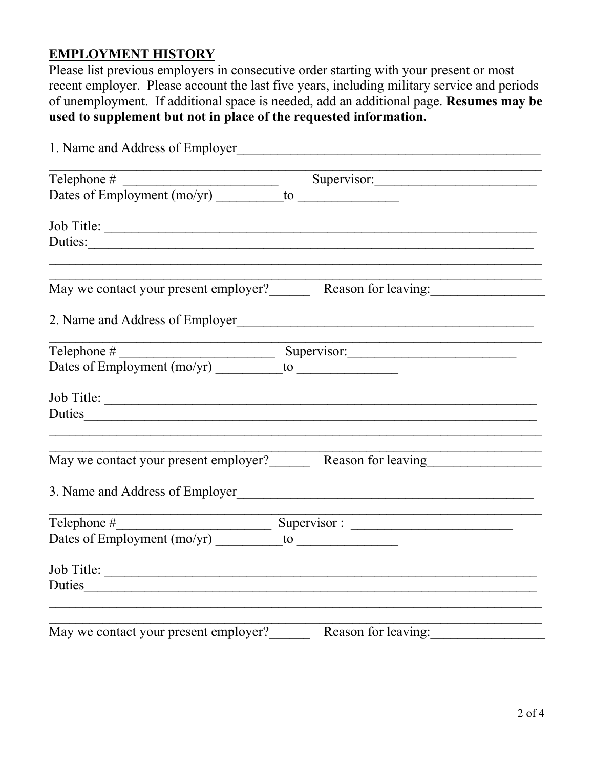## EMPLOYMENT HISTORY

Please list previous employers in consecutive order starting with your present or most recent employer. Please account the last five years, including military service and periods of unemployment. If additional space is needed, add an additional page. **Resumes may be used to supplement but not in place of the requested information.**

1. Name and Address of Employer_______________________________________________

_____________________________________________________________________________

Telephone # _______________________ Supervisor:________________________

Dates of Employment (mo/yr) __________to ______________

Job Title: _________________________________________________________________

Duties:___________________________________________________________________

_____________________________________________________________________________

_____________________________________________________________________________

May we contact your present employer?______ Reason for leaving:________________

2. Name and Address of Employer_______________________________________________

_____________________________________________________________________________

Telephone # _______________________ Supervisor:________________________

Dates of Employment (mo/yr) __________to ______________

Job Title: _________________________________________________________________

Duties____________________________________________________________________

_____________________________________________________________________________

_____________________________________________________________________________

May we contact your present employer?______ Reason for leaving________________

3. Name and Address of Employer_______________________________________________

_____________________________________________________________________________

Telephone #_______________________ Supervisor : ________________________

Dates of Employment (mo/yr) __________to ______________

Job Title: _________________________________________________________________

Duties____________________________________________________________________

_____________________________________________________________________________

_____________________________________________________________________________

May we contact your present employer?______ Reason for leaving:________________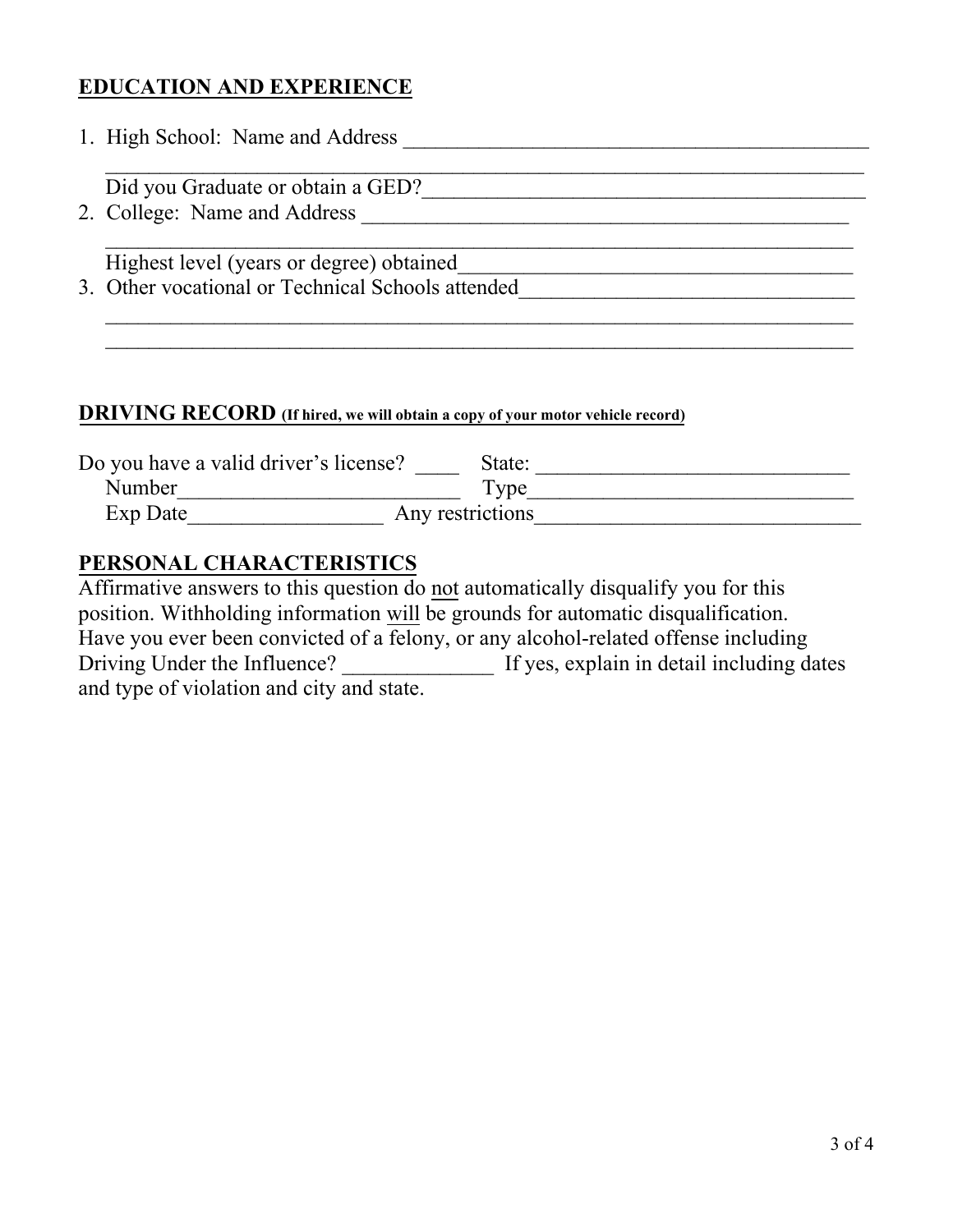## EDUCATION AND EXPERIENCE

1. High School: Name and Address ____________________________________________
   ____________________________________________________________________________
   Did you Graduate or obtain a GED?___________________________________________
2. College: Name and Address _______________________________________________
   ____________________________________________________________________________
   Highest level (years or degree) obtained_____________________________________
3. Other vocational or Technical Schools attended________________________________
   ____________________________________________________________________________
   ____________________________________________________________________________

## DRIVING RECORD (If hired, we will obtain a copy of your motor vehicle record)

Do you have a valid driver's license? ____ State: _____________________________
Number__________________________ Type_______________________________
Exp Date_________________ Any restrictions______________________________

## PERSONAL CHARACTERISTICS

Affirmative answers to this question do not automatically disqualify you for this position. Withholding information will be grounds for automatic disqualification. Have you ever been convicted of a felony, or any alcohol-related offense including Driving Under the Influence? ______________ If yes, explain in detail including dates and type of violation and city and state.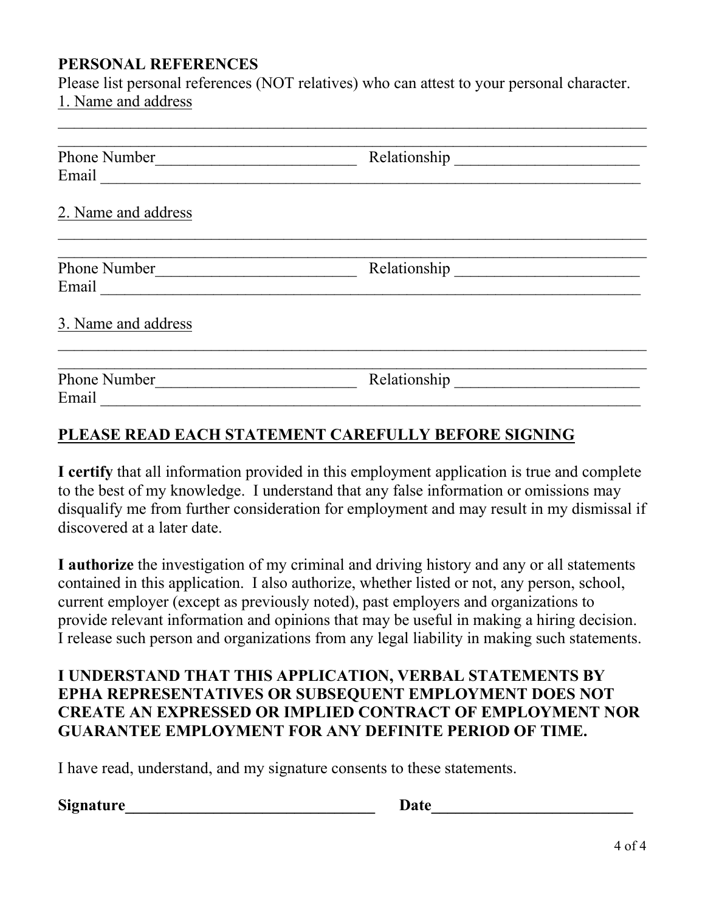**PERSONAL REFERENCES**

Please list personal references (NOT relatives) who can attest to your personal character.

1. Name and address

_______________________________________________________________________________

_______________________________________________________________________________

Phone Number_________________________ Relationship _______________________

Email _____________________________________________________________________

2. Name and address

_______________________________________________________________________________

_______________________________________________________________________________

Phone Number_________________________ Relationship _______________________

Email _____________________________________________________________________

3. Name and address

_______________________________________________________________________________

_______________________________________________________________________________

Phone Number_________________________ Relationship _______________________

Email _____________________________________________________________________

## PLEASE READ EACH STATEMENT CAREFULLY BEFORE SIGNING

**I certify** that all information provided in this employment application is true and complete to the best of my knowledge. I understand that any false information or omissions may disqualify me from further consideration for employment and may result in my dismissal if discovered at a later date.

**I authorize** the investigation of my criminal and driving history and any or all statements contained in this application. I also authorize, whether listed or not, any person, school, current employer (except as previously noted), past employers and organizations to provide relevant information and opinions that may be useful in making a hiring decision. I release such person and organizations from any legal liability in making such statements.

**I UNDERSTAND THAT THIS APPLICATION, VERBAL STATEMENTS BY EPHA REPRESENTATIVES OR SUBSEQUENT EMPLOYMENT DOES NOT CREATE AN EXPRESSED OR IMPLIED CONTRACT OF EMPLOYMENT NOR GUARANTEE EMPLOYMENT FOR ANY DEFINITE PERIOD OF TIME.**

I have read, understand, and my signature consents to these statements.

**Signature_______________________________ Date_________________________**